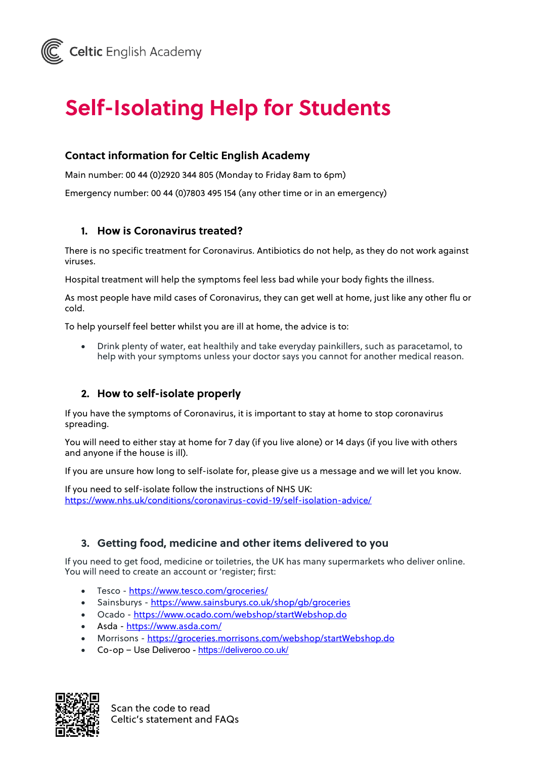Celtic English Academy

# Self-Isolating Help for Students

### Contact information for Celtic English Academy

Main number: 00 44 (0)2920 344 805 (Monday to Friday 8am to 6pm)

Emergency number: 00 44 (0)7803 495 154 (any other time or in an emergency)

## 1. How is Coronavirus treated?

There is no specific treatment for Coronavirus. Antibiotics do not help, as they do not work against viruses.

Hospital treatment will help the symptoms feel less bad while your body fights the illness.

As most people have mild cases of Coronavirus, they can get well at home, just like any other flu or cold.

To help yourself feel better whilst you are ill at home, the advice is to:

- Drink plenty of water, eat healthily and take everyday painkillers, such as paracetamol, to help with your symptoms unless your doctor says you cannot for another medical reason.

## 2. How to self-isolate properly

If you have the symptoms of Coronavirus, it is important to stay at home to stop coronavirus spreading.

You will need to either stay at home for 7 day (if you live alone) or 14 days (if you live with others and anyone if the house is ill).

If you are unsure how long to self-isolate for, please give us a message and we will let you know.

If you need to self-isolate follow the instructions of NHS UK:
https://www.nhs.uk/conditions/coronavirus-covid-19/self-isolation-advice/

## 3. Getting food, medicine and other items delivered to you

If you need to get food, medicine or toiletries, the UK has many supermarkets who deliver online. You will need to create an account or 'register; first:

- Tesco - https://www.tesco.com/groceries/
- Sainsburys - https://www.sainsburys.co.uk/shop/gb/groceries
- Ocado - https://www.ocado.com/webshop/startWebshop.do
- Asda - https://www.asda.com/
- Morrisons - https://groceries.morrisons.com/webshop/startWebshop.do
- Co-op – Use Deliveroo - https://deliveroo.co.uk/

Scan the code to read Celtic's statement and FAQs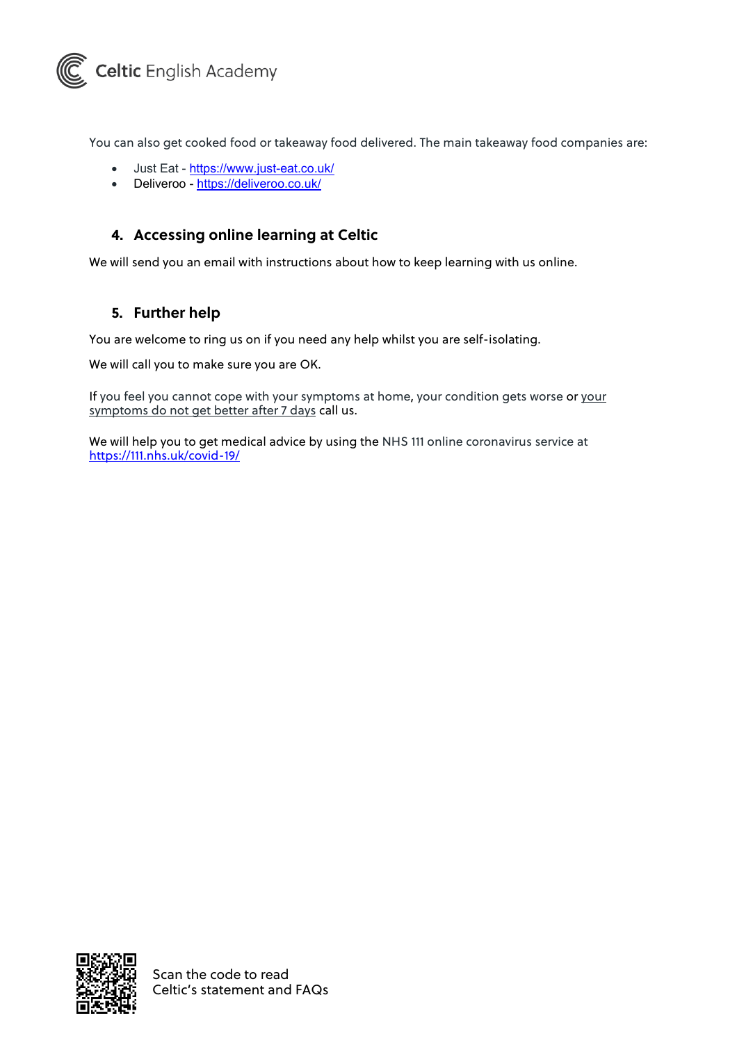You can also get cooked food or takeaway food delivered. The main takeaway food companies are:

- Just Eat - https://www.just-eat.co.uk/
- Deliveroo - https://deliveroo.co.uk/

## 4. Accessing online learning at Celtic

We will send you an email with instructions about how to keep learning with us online.

## 5. Further help

You are welcome to ring us on if you need any help whilst you are self-isolating.

We will call you to make sure you are OK.

If you feel you cannot cope with your symptoms at home, your condition gets worse or your symptoms do not get better after 7 days call us.

We will help you to get medical advice by using the NHS 111 online coronavirus service at https://111.nhs.uk/covid-19/

Scan the code to read Celtic's statement and FAQs